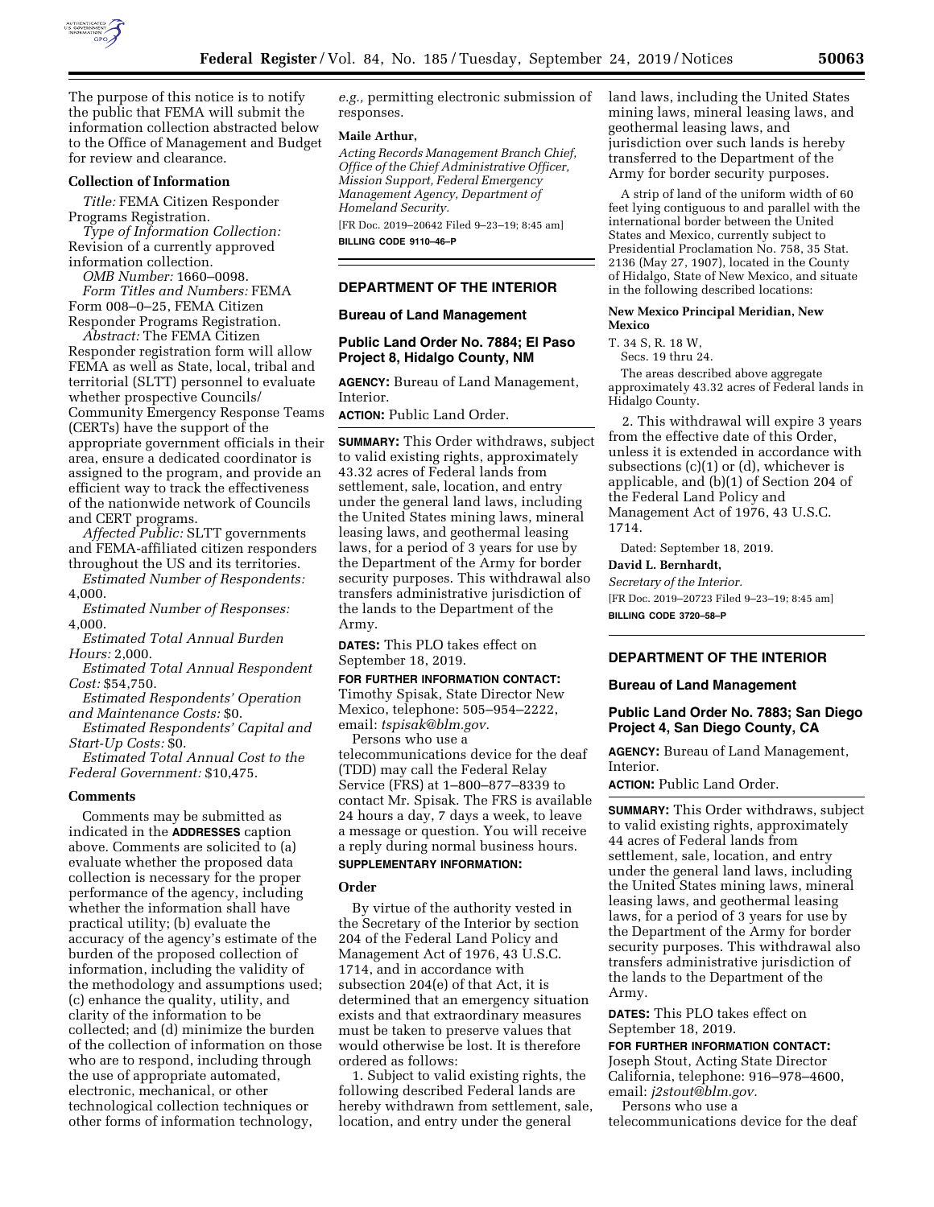The purpose of this notice is to notify the public that FEMA will submit the information collection abstracted below to the Office of Management and Budget for review and clearance.

### Collection of Information

*Title:* FEMA Citizen Responder Programs Registration.

*Type of Information Collection:* Revision of a currently approved information collection.

*OMB Number:* 1660–0098.

*Form Titles and Numbers:* FEMA Form 008–0–25, FEMA Citizen Responder Programs Registration.

*Abstract:* The FEMA Citizen Responder registration form will allow FEMA as well as State, local, tribal and territorial (SLTT) personnel to evaluate whether prospective Councils/Community Emergency Response Teams (CERTs) have the support of the appropriate government officials in their area, ensure a dedicated coordinator is assigned to the program, and provide an efficient way to track the effectiveness of the nationwide network of Councils and CERT programs.

*Affected Public:* SLTT governments and FEMA-affiliated citizen responders throughout the US and its territories.

*Estimated Number of Respondents:* 4,000.

*Estimated Number of Responses:* 4,000.

*Estimated Total Annual Burden Hours:* 2,000.

*Estimated Total Annual Respondent Cost:* $54,750.

*Estimated Respondents' Operation and Maintenance Costs:* $0.

*Estimated Respondents' Capital and Start-Up Costs:* $0.

*Estimated Total Annual Cost to the Federal Government:* $10,475.

### Comments

Comments may be submitted as indicated in the **ADDRESSES** caption above. Comments are solicited to (a) evaluate whether the proposed data collection is necessary for the proper performance of the agency, including whether the information shall have practical utility; (b) evaluate the accuracy of the agency's estimate of the burden of the proposed collection of information, including the validity of the methodology and assumptions used; (c) enhance the quality, utility, and clarity of the information to be collected; and (d) minimize the burden of the collection of information on those who are to respond, including through the use of appropriate automated, electronic, mechanical, or other technological collection techniques or other forms of information technology, *e.g.,* permitting electronic submission of responses.

**Maile Arthur,**

*Acting Records Management Branch Chief, Office of the Chief Administrative Officer, Mission Support, Federal Emergency Management Agency, Department of Homeland Security.*

[FR Doc. 2019–20642 Filed 9–23–19; 8:45 am]

**BILLING CODE 9110–46–P**

---

## DEPARTMENT OF THE INTERIOR

### Bureau of Land Management

### Public Land Order No. 7884; El Paso Project 8, Hidalgo County, NM

**AGENCY:** Bureau of Land Management, Interior.

**ACTION:** Public Land Order.

**SUMMARY:** This Order withdraws, subject to valid existing rights, approximately 43.32 acres of Federal lands from settlement, sale, location, and entry under the general land laws, including the United States mining laws, mineral leasing laws, and geothermal leasing laws, for a period of 3 years for use by the Department of the Army for border security purposes. This withdrawal also transfers administrative jurisdiction of the lands to the Department of the Army.

**DATES:** This PLO takes effect on September 18, 2019.

**FOR FURTHER INFORMATION CONTACT:** Timothy Spisak, State Director New Mexico, telephone: 505–954–2222, email: *tspisak@blm.gov.*

Persons who use a telecommunications device for the deaf (TDD) may call the Federal Relay Service (FRS) at 1–800–877–8339 to contact Mr. Spisak. The FRS is available 24 hours a day, 7 days a week, to leave a message or question. You will receive a reply during normal business hours.

**SUPPLEMENTARY INFORMATION:**

### Order

By virtue of the authority vested in the Secretary of the Interior by section 204 of the Federal Land Policy and Management Act of 1976, 43 U.S.C. 1714, and in accordance with subsection 204(e) of that Act, it is determined that an emergency situation exists and that extraordinary measures must be taken to preserve values that would otherwise be lost. It is therefore ordered as follows:

1. Subject to valid existing rights, the following described Federal lands are hereby withdrawn from settlement, sale, location, and entry under the general land laws, including the United States mining laws, mineral leasing laws, and geothermal leasing laws, and jurisdiction over such lands is hereby transferred to the Department of the Army for border security purposes.

A strip of land of the uniform width of 60 feet lying contiguous to and parallel with the international border between the United States and Mexico, currently subject to Presidential Proclamation No. 758, 35 Stat. 2136 (May 27, 1907), located in the County of Hidalgo, State of New Mexico, and situate in the following described locations:

**New Mexico Principal Meridian, New Mexico**

T. 34 S, R. 18 W,
Secs. 19 thru 24.

The areas described above aggregate approximately 43.32 acres of Federal lands in Hidalgo County.

2. This withdrawal will expire 3 years from the effective date of this Order, unless it is extended in accordance with subsections (c)(1) or (d), whichever is applicable, and (b)(1) of Section 204 of the Federal Land Policy and Management Act of 1976, 43 U.S.C. 1714.

Dated: September 18, 2019.

**David L. Bernhardt,**

*Secretary of the Interior.*

[FR Doc. 2019–20723 Filed 9–23–19; 8:45 am]

**BILLING CODE 3720–58–P**

---

## DEPARTMENT OF THE INTERIOR

### Bureau of Land Management

### Public Land Order No. 7883; San Diego Project 4, San Diego County, CA

**AGENCY:** Bureau of Land Management, Interior.

**ACTION:** Public Land Order.

**SUMMARY:** This Order withdraws, subject to valid existing rights, approximately 44 acres of Federal lands from settlement, sale, location, and entry under the general land laws, including the United States mining laws, mineral leasing laws, and geothermal leasing laws, for a period of 3 years for use by the Department of the Army for border security purposes. This withdrawal also transfers administrative jurisdiction of the lands to the Department of the Army.

**DATES:** This PLO takes effect on September 18, 2019.

**FOR FURTHER INFORMATION CONTACT:** Joseph Stout, Acting State Director California, telephone: 916–978–4600, email: *j2stout@blm.gov.*

Persons who use a telecommunications device for the deaf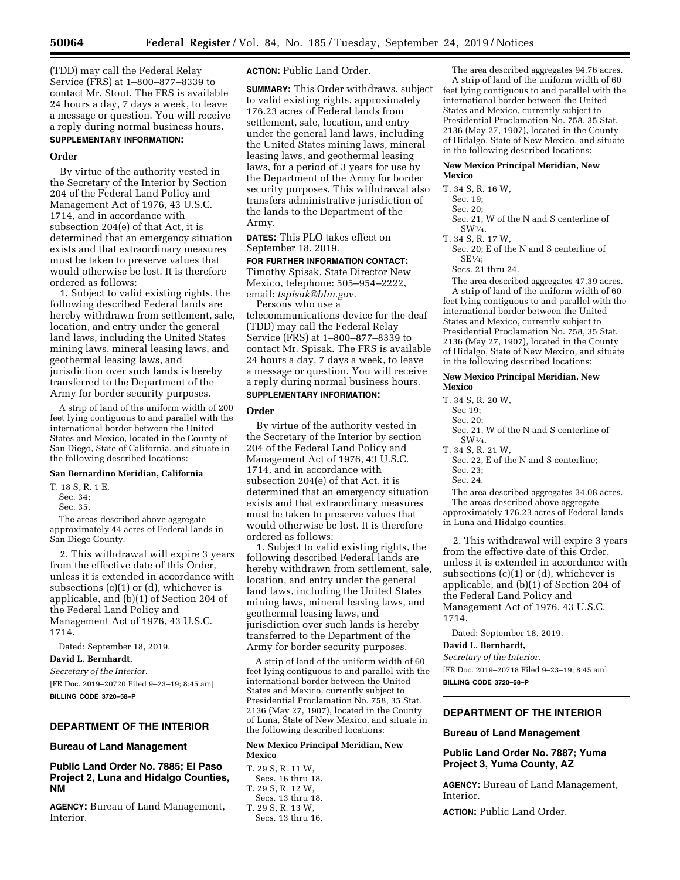(TDD) may call the Federal Relay Service (FRS) at 1–800–877–8339 to contact Mr. Stout. The FRS is available 24 hours a day, 7 days a week, to leave a message or question. You will receive a reply during normal business hours.

**SUPPLEMENTARY INFORMATION:**

**Order**

By virtue of the authority vested in the Secretary of the Interior by Section 204 of the Federal Land Policy and Management Act of 1976, 43 U.S.C. 1714, and in accordance with subsection 204(e) of that Act, it is determined that an emergency situation exists and that extraordinary measures must be taken to preserve values that would otherwise be lost. It is therefore ordered as follows:

1. Subject to valid existing rights, the following described Federal lands are hereby withdrawn from settlement, sale, location, and entry under the general land laws, including the United States mining laws, mineral leasing laws, and geothermal leasing laws, and jurisdiction over such lands is hereby transferred to the Department of the Army for border security purposes.

A strip of land of the uniform width of 200 feet lying contiguous to and parallel with the international border between the United States and Mexico, located in the County of San Diego, State of California, and situate in the following described locations:

**San Bernardino Meridian, California**

T. 18 S, R. 1 E,
Sec. 34;
Sec. 35.

The areas described above aggregate approximately 44 acres of Federal lands in San Diego County.

2. This withdrawal will expire 3 years from the effective date of this Order, unless it is extended in accordance with subsections (c)(1) or (d), whichever is applicable, and (b)(1) of Section 204 of the Federal Land Policy and Management Act of 1976, 43 U.S.C. 1714.

Dated: September 18, 2019.

**David L. Bernhardt,**

*Secretary of the Interior.*

[FR Doc. 2019–20720 Filed 9–23–19; 8:45 am]

**BILLING CODE 3720–58–P**

## DEPARTMENT OF THE INTERIOR

### Bureau of Land Management

### Public Land Order No. 7885; El Paso Project 2, Luna and Hidalgo Counties, NM

**AGENCY:** Bureau of Land Management, Interior.

**ACTION:** Public Land Order.

**SUMMARY:** This Order withdraws, subject to valid existing rights, approximately 176.23 acres of Federal lands from settlement, sale, location, and entry under the general land laws, including the United States mining laws, mineral leasing laws, and geothermal leasing laws, for a period of 3 years for use by the Department of the Army for border security purposes. This withdrawal also transfers administrative jurisdiction of the lands to the Department of the Army.

**DATES:** This PLO takes effect on September 18, 2019.

**FOR FURTHER INFORMATION CONTACT:** Timothy Spisak, State Director New Mexico, telephone: 505–954–2222, email: *tspisak@blm.gov.*

Persons who use a telecommunications device for the deaf (TDD) may call the Federal Relay Service (FRS) at 1–800–877–8339 to contact Mr. Spisak. The FRS is available 24 hours a day, 7 days a week, to leave a message or question. You will receive a reply during normal business hours.

**SUPPLEMENTARY INFORMATION:**

**Order**

By virtue of the authority vested in the Secretary of the Interior by section 204 of the Federal Land Policy and Management Act of 1976, 43 U.S.C. 1714, and in accordance with subsection 204(e) of that Act, it is determined that an emergency situation exists and that extraordinary measures must be taken to preserve values that would otherwise be lost. It is therefore ordered as follows:

1. Subject to valid existing rights, the following described Federal lands are hereby withdrawn from settlement, sale, location, and entry under the general land laws, including the United States mining laws, mineral leasing laws, and geothermal leasing laws, and jurisdiction over such lands is hereby transferred to the Department of the Army for border security purposes.

A strip of land of the uniform width of 60 feet lying contiguous to and parallel with the international border between the United States and Mexico, currently subject to Presidential Proclamation No. 758, 35 Stat. 2136 (May 27, 1907), located in the County of Luna, State of New Mexico, and situate in the following described locations:

**New Mexico Principal Meridian, New Mexico**

T. 29 S, R. 11 W,
Secs. 16 thru 18.
T. 29 S, R. 12 W,
Secs. 13 thru 18.
T. 29 S, R. 13 W,
Secs. 13 thru 16.

The area described aggregates 94.76 acres.

A strip of land of the uniform width of 60 feet lying contiguous to and parallel with the international border between the United States and Mexico, currently subject to Presidential Proclamation No. 758, 35 Stat. 2136 (May 27, 1907), located in the County of Hidalgo, State of New Mexico, and situate in the following described locations:

**New Mexico Principal Meridian, New Mexico**

T. 34 S, R. 16 W,
Sec. 19;
Sec. 20;
Sec. 21, W of the N and S centerline of SW¼.
T. 34 S, R. 17 W,
Sec. 20; E of the N and S centerline of SE¼;
Secs. 21 thru 24.

The area described aggregates 47.39 acres.

A strip of land of the uniform width of 60 feet lying contiguous to and parallel with the international border between the United States and Mexico, currently subject to Presidential Proclamation No. 758, 35 Stat. 2136 (May 27, 1907), located in the County of Hidalgo, State of New Mexico, and situate in the following described locations:

**New Mexico Principal Meridian, New Mexico**

T. 34 S, R. 20 W,
Sec 19;
Sec. 20;
Sec. 21, W of the N and S centerline of SW¼.
T. 34 S, R. 21 W,
Sec. 22, E of the N and S centerline;
Sec. 23;
Sec. 24.

The area described aggregates 34.08 acres.

The areas described above aggregate approximately 176.23 acres of Federal lands in Luna and Hidalgo counties.

2. This withdrawal will expire 3 years from the effective date of this Order, unless it is extended in accordance with subsections (c)(1) or (d), whichever is applicable, and (b)(1) of Section 204 of the Federal Land Policy and Management Act of 1976, 43 U.S.C. 1714.

Dated: September 18, 2019.

**David L. Bernhardt,**

*Secretary of the Interior.*

[FR Doc. 2019–20718 Filed 9–23–19; 8:45 am]

**BILLING CODE 3720–58–P**

## DEPARTMENT OF THE INTERIOR

### Bureau of Land Management

### Public Land Order No. 7887; Yuma Project 3, Yuma County, AZ

**AGENCY:** Bureau of Land Management, Interior.

**ACTION:** Public Land Order.